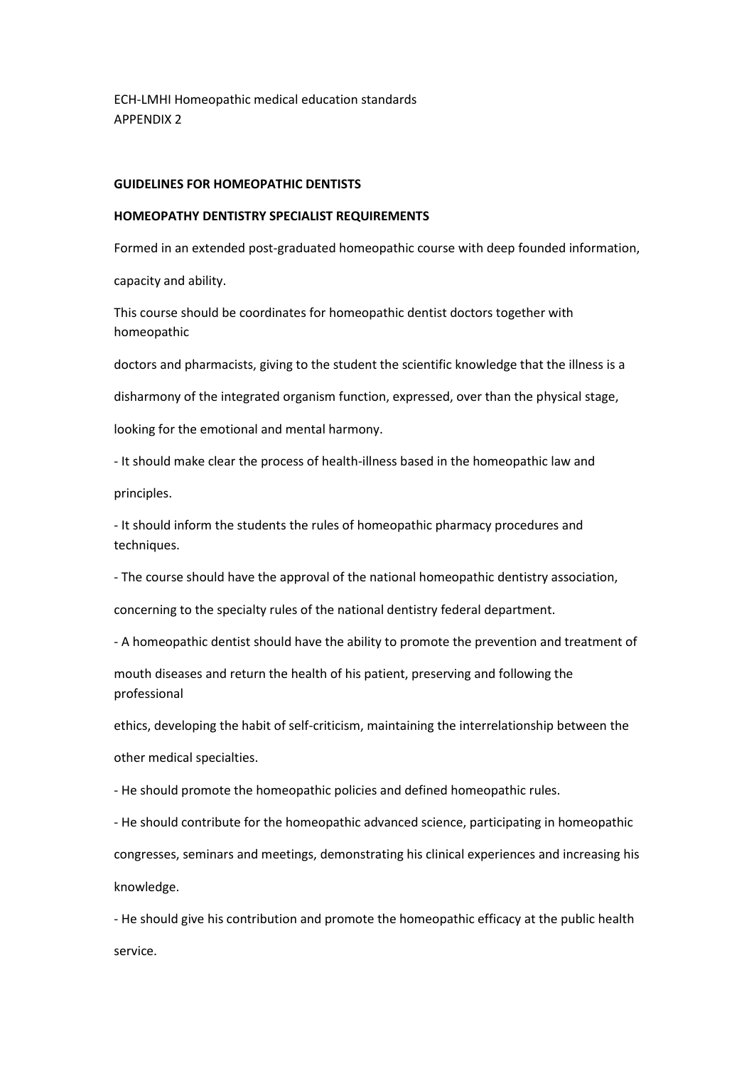ECH-LMHI Homeopathic medical education standards
APPENDIX 2

**GUIDELINES FOR HOMEOPATHIC DENTISTS**

**HOMEOPATHY DENTISTRY SPECIALIST REQUIREMENTS**

Formed in an extended post-graduated homeopathic course with deep founded information, capacity and ability.

This course should be coordinates for homeopathic dentist doctors together with homeopathic doctors and pharmacists, giving to the student the scientific knowledge that the illness is a disharmony of the integrated organism function, expressed, over than the physical stage, looking for the emotional and mental harmony.

- It should make clear the process of health-illness based in the homeopathic law and principles.
- It should inform the students the rules of homeopathic pharmacy procedures and techniques.
- The course should have the approval of the national homeopathic dentistry association, concerning to the specialty rules of the national dentistry federal department.
- A homeopathic dentist should have the ability to promote the prevention and treatment of mouth diseases and return the health of his patient, preserving and following the professional ethics, developing the habit of self-criticism, maintaining the interrelationship between the other medical specialties.
- He should promote the homeopathic policies and defined homeopathic rules.
- He should contribute for the homeopathic advanced science, participating in homeopathic congresses, seminars and meetings, demonstrating his clinical experiences and increasing his knowledge.
- He should give his contribution and promote the homeopathic efficacy at the public health service.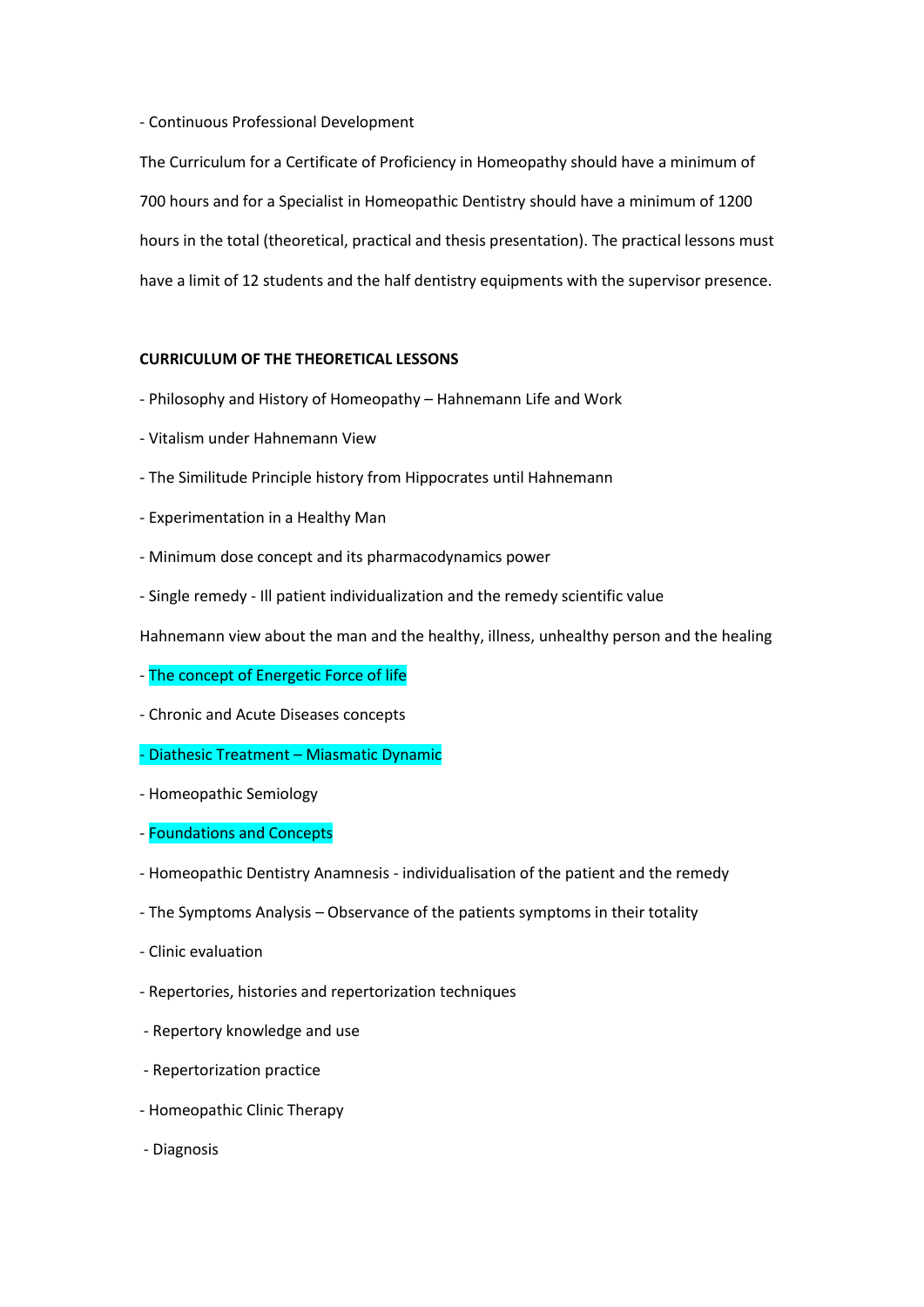- Continuous Professional Development

The Curriculum for a Certificate of Proficiency in Homeopathy should have a minimum of 700 hours and for a Specialist in Homeopathic Dentistry should have a minimum of 1200 hours in the total (theoretical, practical and thesis presentation). The practical lessons must have a limit of 12 students and the half dentistry equipments with the supervisor presence.

**CURRICULUM OF THE THEORETICAL LESSONS**

- Philosophy and History of Homeopathy – Hahnemann Life and Work
- Vitalism under Hahnemann View
- The Similitude Principle history from Hippocrates until Hahnemann
- Experimentation in a Healthy Man
- Minimum dose concept and its pharmacodynamics power
- Single remedy - Ill patient individualization and the remedy scientific value

Hahnemann view about the man and the healthy, illness, unhealthy person and the healing

- The concept of Energetic Force of life
- Chronic and Acute Diseases concepts
- Diathesic Treatment – Miasmatic Dynamic
- Homeopathic Semiology
- Foundations and Concepts
- Homeopathic Dentistry Anamnesis - individualisation of the patient and the remedy
- The Symptoms Analysis – Observance of the patients symptoms in their totality
- Clinic evaluation
- Repertories, histories and repertorization techniques
- Repertory knowledge and use
- Repertorization practice
- Homeopathic Clinic Therapy
- Diagnosis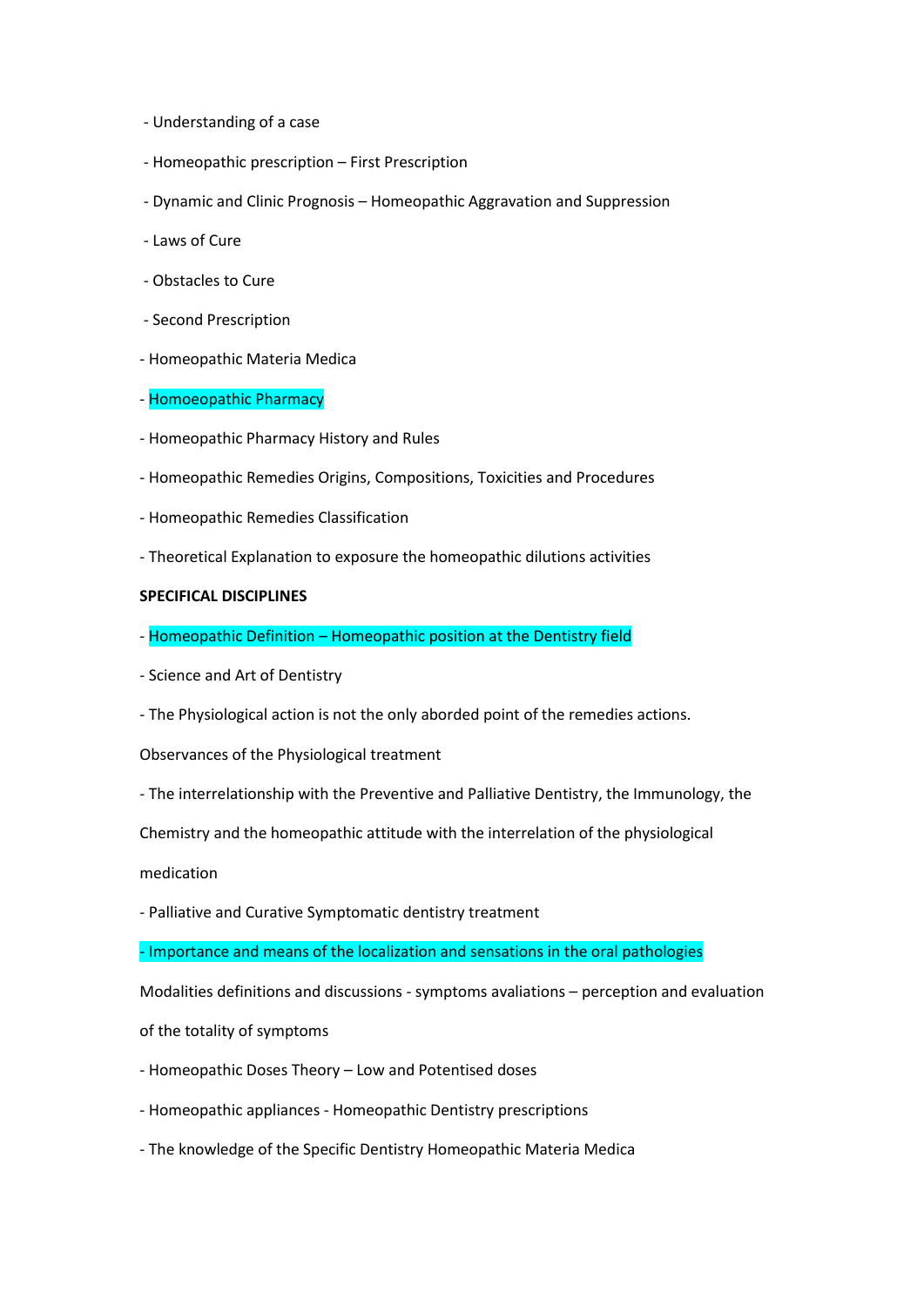- Understanding of a case
- Homeopathic prescription – First Prescription
- Dynamic and Clinic Prognosis – Homeopathic Aggravation and Suppression
- Laws of Cure
- Obstacles to Cure
- Second Prescription
- Homeopathic Materia Medica
- Homoeopathic Pharmacy
- Homeopathic Pharmacy History and Rules
- Homeopathic Remedies Origins, Compositions, Toxicities and Procedures
- Homeopathic Remedies Classification
- Theoretical Explanation to exposure the homeopathic dilutions activities

**SPECIFICAL DISCIPLINES**

- Homeopathic Definition – Homeopathic position at the Dentistry field
- Science and Art of Dentistry
- The Physiological action is not the only aborded point of the remedies actions.

Observances of the Physiological treatment

- The interrelationship with the Preventive and Palliative Dentistry, the Immunology, the Chemistry and the homeopathic attitude with the interrelation of the physiological medication
- Palliative and Curative Symptomatic dentistry treatment
- Importance and means of the localization and sensations in the oral pathologies

Modalities definitions and discussions - symptoms avaliations – perception and evaluation of the totality of symptoms

- Homeopathic Doses Theory – Low and Potentised doses
- Homeopathic appliances - Homeopathic Dentistry prescriptions
- The knowledge of the Specific Dentistry Homeopathic Materia Medica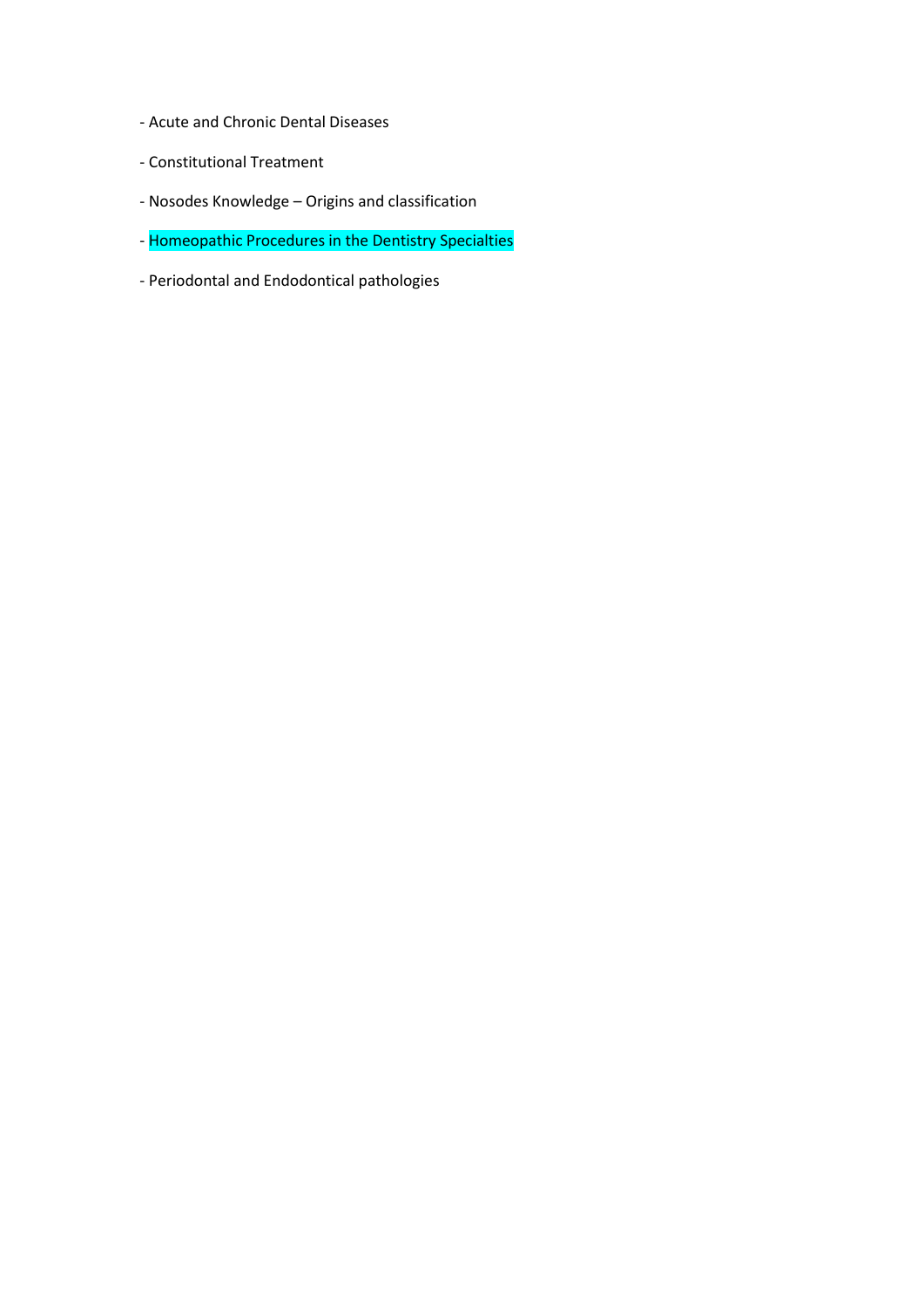- Acute and Chronic Dental Diseases

- Constitutional Treatment

- Nosodes Knowledge – Origins and classification

- Homeopathic Procedures in the Dentistry Specialties

- Periodontal and Endodontical pathologies